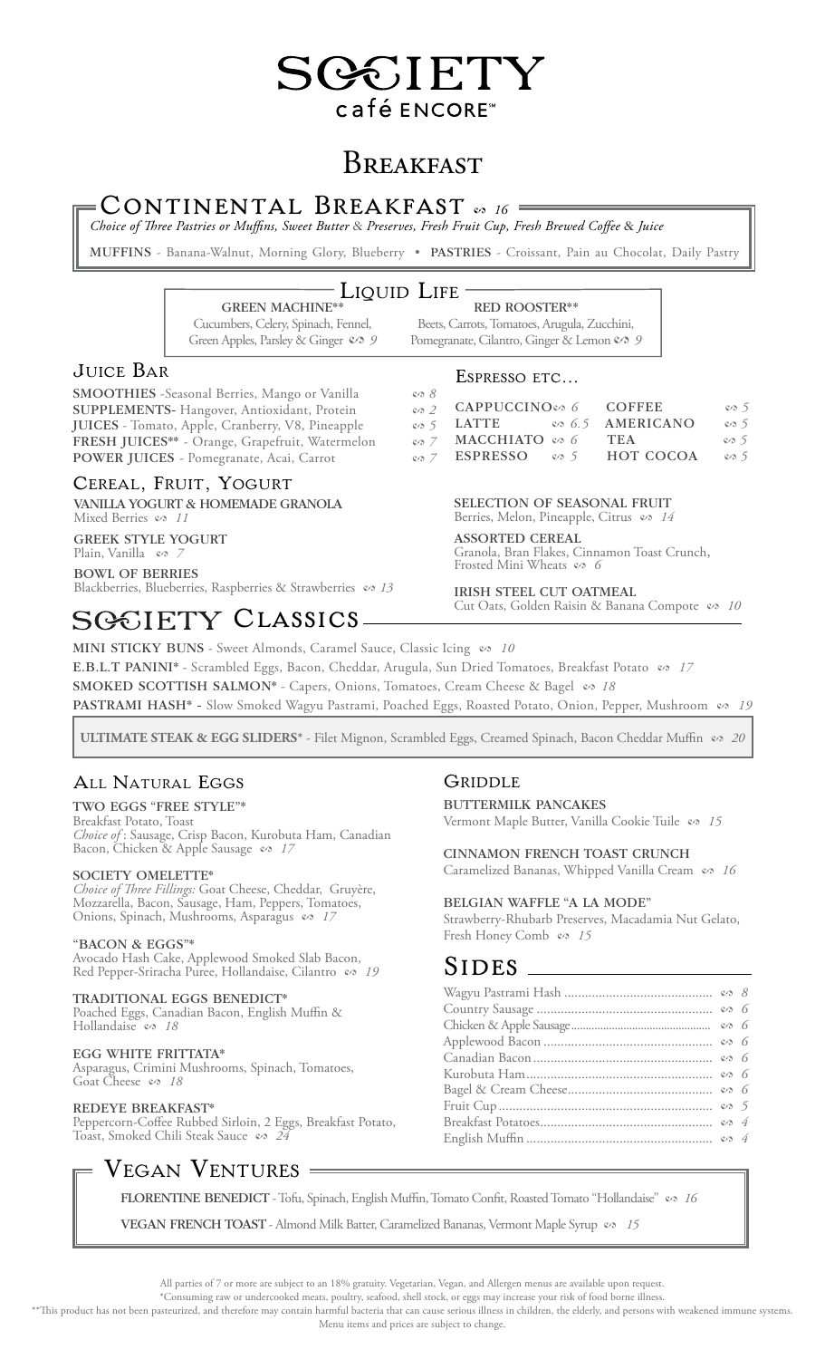# SOCIETY
café ENCORE℠

# Breakfast

## Continental Breakfast ~ 16

*Choice of Three Pastries or Muffins, Sweet Butter & Preserves, Fresh Fruit Cup, Fresh Brewed Coffee & Juice*

**MUFFINS** - Banana-Walnut, Morning Glory, Blueberry • **PASTRIES** - Croissant, Pain au Chocolat, Daily Pastry

## Liquid Life

**GREEN MACHINE****
Cucumbers, Celery, Spinach, Fennel, Green Apples, Parsley & Ginger ~ 9

**RED ROOSTER****
Beets, Carrots, Tomatoes, Arugula, Zucchini, Pomegranate, Cilantro, Ginger & Lemon ~ 9

## Juice Bar

**SMOOTHIES** -Seasonal Berries, Mango or Vanilla ~ 8
**SUPPLEMENTS**- Hangover, Antioxidant, Protein ~ 2
**JUICES** - Tomato, Apple, Cranberry, V8, Pineapple ~ 5
**FRESH JUICES**** - Orange, Grapefruit, Watermelon ~ 7
**POWER JUICES** - Pomegranate, Acai, Carrot ~ 7

## Espresso etc…

| | | | |
|---|---|---|---|
| CAPPUCCINO | 6 | COFFEE | 5 |
| LATTE | 6.5 | AMERICANO | 5 |
| MACCHIATO | 6 | TEA | 5 |
| ESPRESSO | 5 | HOT COCOA | 5 |

## Cereal, Fruit, Yogurt

**VANILLA YOGURT & HOMEMADE GRANOLA**
Mixed Berries ~ 11

**GREEK STYLE YOGURT**
Plain, Vanilla ~ 7

**BOWL OF BERRIES**
Blackberries, Blueberries, Raspberries & Strawberries ~ 13

**SELECTION OF SEASONAL FRUIT**
Berries, Melon, Pineapple, Citrus ~ 14

**ASSORTED CEREAL**
Granola, Bran Flakes, Cinnamon Toast Crunch, Frosted Mini Wheats ~ 6

**IRISH STEEL CUT OATMEAL**
Cut Oats, Golden Raisin & Banana Compote ~ 10

## SOCIETY Classics

**MINI STICKY BUNS** - Sweet Almonds, Caramel Sauce, Classic Icing ~ 10
**E.B.L.T PANINI*** - Scrambled Eggs, Bacon, Cheddar, Arugula, Sun Dried Tomatoes, Breakfast Potato ~ 17
**SMOKED SCOTTISH SALMON*** - Capers, Onions, Tomatoes, Cream Cheese & Bagel ~ 18
**PASTRAMI HASH*** - Slow Smoked Wagyu Pastrami, Poached Eggs, Roasted Potato, Onion, Pepper, Mushroom ~ 19

**ULTIMATE STEAK & EGG SLIDERS*** - Filet Mignon, Scrambled Eggs, Creamed Spinach, Bacon Cheddar Muffin ~ 20

## All Natural Eggs

**TWO EGGS "FREE STYLE"***
Breakfast Potato, Toast
*Choice of* : Sausage, Crisp Bacon, Kurobuta Ham, Canadian Bacon, Chicken & Apple Sausage ~ 17

**SOCIETY OMELETTE***
*Choice of Three Fillings:* Goat Cheese, Cheddar, Gruyère, Mozzarella, Bacon, Sausage, Ham, Peppers, Tomatoes, Onions, Spinach, Mushrooms, Asparagus ~ 17

**"BACON & EGGS"***
Avocado Hash Cake, Applewood Smoked Slab Bacon, Red Pepper-Sriracha Puree, Hollandaise, Cilantro ~ 19

**TRADITIONAL EGGS BENEDICT***
Poached Eggs, Canadian Bacon, English Muffin & Hollandaise ~ 18

**EGG WHITE FRITTATA***
Asparagus, Crimini Mushrooms, Spinach, Tomatoes, Goat Cheese ~ 18

**REDEYE BREAKFAST***
Peppercorn-Coffee Rubbed Sirloin, 2 Eggs, Breakfast Potato, Toast, Smoked Chili Steak Sauce ~ 24

## Griddle

**BUTTERMILK PANCAKES**
Vermont Maple Butter, Vanilla Cookie Tuile ~ 15

**CINNAMON FRENCH TOAST CRUNCH**
Caramelized Bananas, Whipped Vanilla Cream ~ 16

**BELGIAN WAFFLE "A LA MODE"**
Strawberry-Rhubarb Preserves, Macadamia Nut Gelato, Fresh Honey Comb ~ 15

## Sides

| | |
|---|---|
| Wagyu Pastrami Hash | 8 |
| Country Sausage | 6 |
| Chicken & Apple Sausage | 6 |
| Applewood Bacon | 6 |
| Canadian Bacon | 6 |
| Kurobuta Ham | 6 |
| Bagel & Cream Cheese | 6 |
| Fruit Cup | 5 |
| Breakfast Potatoes | 4 |
| English Muffin | 4 |

## Vegan Ventures

**FLORENTINE BENEDICT** - Tofu, Spinach, English Muffin, Tomato Confit, Roasted Tomato "Hollandaise" ~ 16

**VEGAN FRENCH TOAST** - Almond Milk Batter, Caramelized Bananas, Vermont Maple Syrup ~ 15

All parties of 7 or more are subject to an 18% gratuity. Vegetarian, Vegan, and Allergen menus are available upon request.
*Consuming raw or undercooked meats, poultry, seafood, shell stock, or eggs may increase your risk of food borne illness.
**This product has not been pasteurized, and therefore may contain harmful bacteria that can cause serious illness in children, the elderly, and persons with weakened immune systems.
Menu items and prices are subject to change.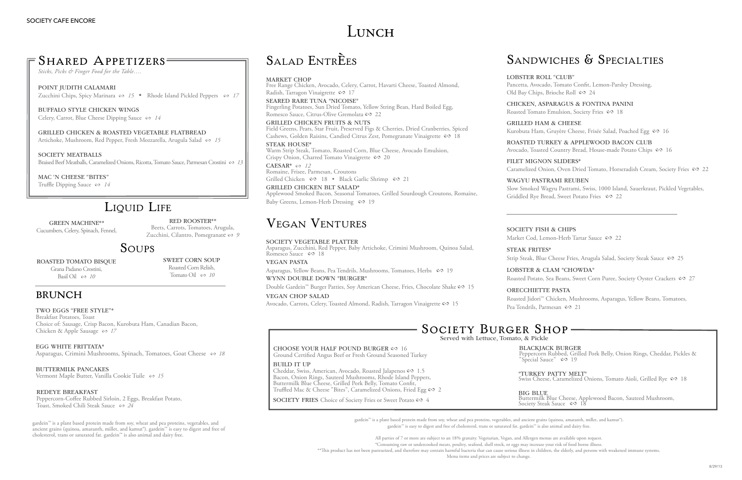SOCIETY CAFE ENCORE

# Lunch

## Shared Appetizers

*Sticks, Picks & Finger Food for the Table….*

**POINT JUDITH CALAMARI**
Zucchini Chips, Spicy Marinara *15* • Rhode Island Pickled Peppers *17*

**BUFFALO STYLE CHICKEN WINGS**
Celery, Carrot, Blue Cheese Dipping Sauce *14*

**GRILLED CHICKEN & ROASTED VEGETABLE FLATBREAD**
Artichoke, Mushroom, Red Pepper, Fresh Mozzarella, Arugula Salad *15*

**SOCIETY MEATBALLS**
Braised Beef Meatballs, Caramelized Onions, Ricotta, Tomato Sauce, Parmesan Crostini *13*

**MAC 'N CHEESE "BITES"**
Truffle Dipping Sauce *14*

## Liquid Life

**GREEN MACHINE****
Cucumbers, Celery, Spinach, Fennel,

**RED ROOSTER****
Beets, Carrots, Tomatoes, Arugula, Zucchini, Cilantro, Pomegranate *9*

## Soups

**ROASTED TOMATO BISQUE**
Grana Padano Crostini, Basil Oil *10*

**SWEET CORN SOUP**
Roasted Corn Relish, Tomato Oil *10*

## BRUNCH

**TWO EGGS "FREE STYLE"***
Breakfast Potatoes, Toast
Choice of: Sausage, Crisp Bacon, Kurobuta Ham, Canadian Bacon, Chicken & Apple Sausage *17*

**EGG WHITE FRITTATA***
Asparagus, Crimini Mushrooms, Spinach, Tomatoes, Goat Cheese *18*

**BUTTERMILK PANCAKES**
Vermont Maple Butter, Vanilla Cookie Tuile *15*

**REDEYE BREAKFAST**
Peppercorn-Coffee Rubbed Sirloin, 2 Eggs, Breakfast Potato, Toast, Smoked Chili Steak Sauce *24*

gardein™ is a plant based protein made from soy, wheat and pea proteins, vegetables, and ancient grains (quinoa, amaranth, millet, and kamut®). gardein™ is easy to digest and free of cholesterol, trans or saturated fat. gardein™ is also animal and dairy free.

## Salad EntrÈes

**MARKET CHOP**
Free Range Chicken, Avocado, Celery, Carrot, Havarti Cheese, Toasted Almond, Radish, Tarragon Vinaigrette 17

**SEARED RARE TUNA "NICOISE"**
Fingerling Potatoes, Sun Dried Tomato, Yellow String Bean, Hard Boiled Egg, Romesco Sauce, Citrus-Olive Gremolata 22

**GRILLED CHICKEN FRUITS & NUTS**
Field Greens, Pears, Star Fruit, Preserved Figs & Cherries, Dried Cranberries, Spiced Cashews, Golden Raisins, Candied Citrus Zest, Pomegranate Vinaigrette 18

**STEAK HOUSE***
Warm Strip Steak, Tomato, Roasted Corn, Blue Cheese, Avocado Emulsion, Crispy Onion, Charred Tomato Vinaigrette 20

**CAESAR*** *12*
Romaine, Frisee, Parmesan, Croutons
Grilled Chicken 18 • Black Garlic Shrimp 21

**GRILLED CHICKEN BLT SALAD***
Applewood Smoked Bacon, Seasonal Tomatoes, Grilled Sourdough Croutons, Romaine, Baby Greens, Lemon-Herb Dressing 19

## Vegan Ventures

**SOCIETY VEGETABLE PLATTER**
Asparagus, Zucchini, Red Pepper, Baby Artichoke, Crimini Mushroom, Quinoa Salad, Romesco Sauce 18

**VEGAN PASTA**
Asparagus, Yellow Beans, Pea Tendrils, Mushrooms, Tomatoes, Herbs 19

**WYNN DOUBLE DOWN "BURGER"**
Double Gardein™ Burger Patties, Soy American Cheese, Fries, Chocolate Shake 15

**VEGAN CHOP SALAD**
Avocado, Carrots, Celery, Toasted Almond, Radish, Tarragon Vinaigrette 15

## Sandwiches & Specialties

**LOBSTER ROLL "CLUB"**
Pancetta, Avocado, Tomato Confit, Lemon-Parsley Dressing, Old Bay Chips, Brioche Roll 24

**CHICKEN, ASPARAGUS & FONTINA PANINI**
Roasted Tomato Emulsion, Society Fries 18

**GRILLED HAM & CHEESE**
Kurobuta Ham, Gruyère Cheese, Frisée Salad, Poached Egg 16

**ROASTED TURKEY & APPLEWOOD BACON CLUB**
Avocado, Toasted Country Bread, House-made Potato Chips 16

**FILET MIGNON SLIDERS***
Caramelized Onion, Oven Dried Tomato, Horseradish Cream, Society Fries 22

**WAGYU PASTRAMI REUBEN**
Slow Smoked Wagyu Pastrami, Swiss, 1000 Island, Sauerkraut, Pickled Vegetables, Griddled Rye Bread, Sweet Potato Fries 22

---

**SOCIETY FISH & CHIPS**
Market Cod, Lemon-Herb Tartar Sauce 22

**STEAK FRITES***
Strip Steak, Blue Cheese Fries, Arugula Salad, Society Steak Sauce 25

**LOBSTER & CLAM "CHOWDA"**
Roasted Potato, Sea Beans, Sweet Corn Puree, Society Oyster Crackers 27

**ORECCHIETTE PASTA**
Roasted Jidori™ Chicken, Mushrooms, Asparagus, Yellow Beans, Tomatoes, Pea Tendrils, Parmesan 21

## Society Burger Shop

Served with Lettuce, Tomato, & Pickle

**CHOOSE YOUR HALF POUND BURGER** 16
Ground Certified Angus Beef or Fresh Ground Seasoned Turkey

**BUILD IT UP**
Cheddar, Swiss, American, Avocado, Roasted Jalapenos 1.5
Bacon, Onion Rings, Sauteed Mushrooms, Rhode Island Peppers, Buttermilk Blue Cheese, Grilled Pork Belly, Tomato Confit, Truffled Mac & Cheese "Bites", Caramelized Onions, Fried Egg 2

**SOCIETY FRIES** Choice of Society Fries or Sweet Potato 4

**BLACKJACK BURGER**
Peppercorn Rubbed, Grilled Pork Belly, Onion Rings, Cheddar, Pickles & "Special Sauce" 19

**"TURKEY PATTY MELT"**
Swiss Cheese, Caramelized Onions, Tomato Aioli, Grilled Rye 18

**BIG BLUE**
Buttermilk Blue Cheese, Applewood Bacon, Sauteed Mushroom, Society Steak Sauce 18

gardein™ is a plant based protein made from soy, wheat and pea proteins, vegetables, and ancient grains (quinoa, amaranth, millet, and kamut®). gardein™ is easy to digest and free of cholesterol, trans or saturated fat. gardein™ is also animal and dairy free.

All parties of 7 or more are subject to an 18% gratuity. Vegetarian, Vegan, and Allergen menus are available upon request.
*Consuming raw or undercooked meats, poultry, seafood, shell stock, or eggs may increase your risk of food borne illness.
**This product has not been pasteurized, and therefore may contain harmful bacteria that can cause serious illness in children, the elderly, and persons with weakened immune systems.
Menu items and prices are subject to change.

8/29/13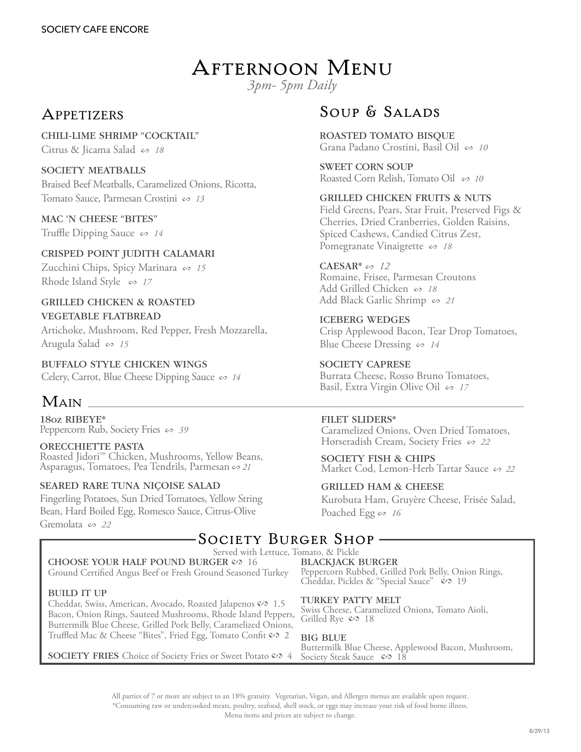SOCIETY CAFE ENCORE

# Afternoon Menu

*3pm- 5pm Daily*

## Appetizers

**CHILI-LIME SHRIMP "COCKTAIL"**
Citrus & Jicama Salad ~ *18*

**SOCIETY MEATBALLS**
Braised Beef Meatballs, Caramelized Onions, Ricotta, Tomato Sauce, Parmesan Crostini ~ *13*

**MAC 'N CHEESE "BITES"**
Truffle Dipping Sauce ~ *14*

**CRISPED POINT JUDITH CALAMARI**
Zucchini Chips, Spicy Marinara ~ *15*
Rhode Island Style ~ *17*

**GRILLED CHICKEN & ROASTED VEGETABLE FLATBREAD**
Artichoke, Mushroom, Red Pepper, Fresh Mozzarella, Arugula Salad ~ *15*

**BUFFALO STYLE CHICKEN WINGS**
Celery, Carrot, Blue Cheese Dipping Sauce ~ *14*

## Soup & Salads

**ROASTED TOMATO BISQUE**
Grana Padano Crostini, Basil Oil ~ *10*

**SWEET CORN SOUP**
Roasted Corn Relish, Tomato Oil ~ *10*

**GRILLED CHICKEN FRUITS & NUTS**
Field Greens, Pears, Star Fruit, Preserved Figs & Cherries, Dried Cranberries, Golden Raisins, Spiced Cashews, Candied Citrus Zest, Pomegranate Vinaigrette ~ *18*

**CAESAR*** ~ *12*
Romaine, Frisee, Parmesan Croutons
Add Grilled Chicken ~ *18*
Add Black Garlic Shrimp ~ *21*

**ICEBERG WEDGES**
Crisp Applewood Bacon, Tear Drop Tomatoes, Blue Cheese Dressing ~ *14*

**SOCIETY CAPRESE**
Burrata Cheese, Rosso Bruno Tomatoes, Basil, Extra Virgin Olive Oil ~ *17*

## Main

**18oz RIBEYE***
Peppercorn Rub, Society Fries ~ *39*

**ORECCHIETTE PASTA**
Roasted Jidori™ Chicken, Mushrooms, Yellow Beans, Asparagus, Tomatoes, Pea Tendrils, Parmesan ~ *21*

**SEARED RARE TUNA NIÇOISE SALAD**
Fingerling Potatoes, Sun Dried Tomatoes, Yellow String Bean, Hard Boiled Egg, Romesco Sauce, Citrus-Olive Gremolata ~ *22*

**FILET SLIDERS***
Caramelized Onions, Oven Dried Tomatoes, Horseradish Cream, Society Fries ~ *22*

**SOCIETY FISH & CHIPS**
Market Cod, Lemon-Herb Tartar Sauce ~ *22*

**GRILLED HAM & CHEESE**
Kurobuta Ham, Gruyère Cheese, Frisée Salad, Poached Egg ~ *16*

## Society Burger Shop

Served with Lettuce, Tomato, & Pickle

**CHOOSE YOUR HALF POUND BURGER** ~ 16
Ground Certified Angus Beef or Fresh Ground Seasoned Turkey

**BUILD IT UP**
Cheddar, Swiss, American, Avocado, Roasted Jalapenos ~ 1.5
Bacon, Onion Rings, Sauteed Mushrooms, Rhode Island Peppers, Buttermilk Blue Cheese, Grilled Pork Belly, Caramelized Onions, Truffled Mac & Cheese "Bites", Fried Egg, Tomato Confit ~ 2

**SOCIETY FRIES** Choice of Society Fries or Sweet Potato ~ 4

**BLACKJACK BURGER**
Peppercorn Rubbed, Grilled Pork Belly, Onion Rings, Cheddar, Pickles & "Special Sauce" ~ 19

**TURKEY PATTY MELT**
Swiss Cheese, Caramelized Onions, Tomato Aioli, Grilled Rye ~ 18

**BIG BLUE**
Buttermilk Blue Cheese, Applewood Bacon, Mushroom, Society Steak Sauce ~ 18

All parties of 7 or more are subject to an 18% gratuity. Vegetarian, Vegan, and Allergen menus are available upon request.
*Consuming raw or undercooked meats, poultry, seafood, shell stock, or eggs may increase your risk of food borne illness.
Menu items and prices are subject to change.

8/29/13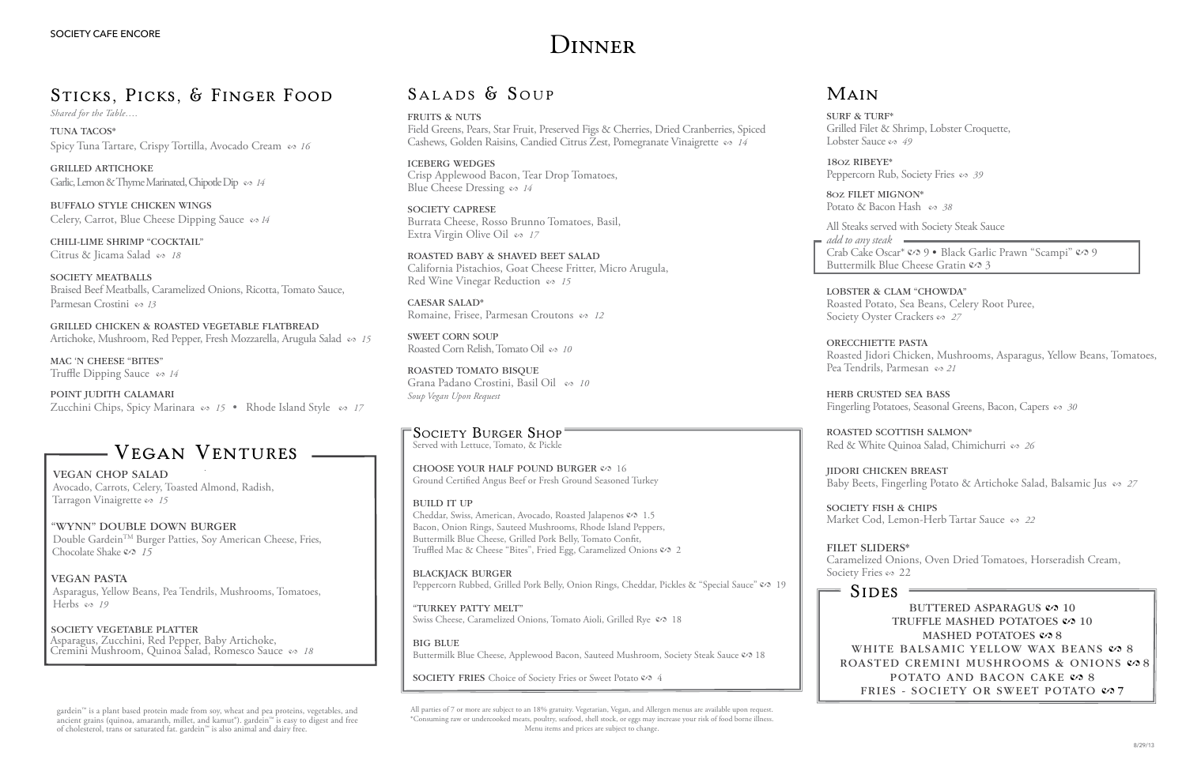SOCIETY CAFE ENCORE

# Dinner

## Sticks, Picks, & Finger Food

*Shared for the Table….*

TUNA TACOS*
Spicy Tuna Tartare, Crispy Tortilla, Avocado Cream ↜ *16*

GRILLED ARTICHOKE
Garlic, Lemon & Thyme Marinated, Chipotle Dip ↜ *14*

BUFFALO STYLE CHICKEN WINGS
Celery, Carrot, Blue Cheese Dipping Sauce ↜ *14*

CHILI-LIME SHRIMP "COCKTAIL"
Citrus & Jicama Salad ↜ *18*

SOCIETY MEATBALLS
Braised Beef Meatballs, Caramelized Onions, Ricotta, Tomato Sauce, Parmesan Crostini ↜ *13*

GRILLED CHICKEN & ROASTED VEGETABLE FLATBREAD
Artichoke, Mushroom, Red Pepper, Fresh Mozzarella, Arugula Salad ↜ *15*

MAC 'N CHEESE "BITES"
Truffle Dipping Sauce ↜ *14*

POINT JUDITH CALAMARI
Zucchini Chips, Spicy Marinara ↜ *15* • Rhode Island Style ↜ *17*

## Vegan Ventures

VEGAN CHOP SALAD
Avocado, Carrots, Celery, Toasted Almond, Radish, Tarragon Vinaigrette ↜ *15*

"WYNN" DOUBLE DOWN BURGER
Double Gardein™ Burger Patties, Soy American Cheese, Fries, Chocolate Shake ↜ *15*

VEGAN PASTA
Asparagus, Yellow Beans, Pea Tendrils, Mushrooms, Tomatoes, Herbs ↜ *19*

SOCIETY VEGETABLE PLATTER
Asparagus, Zucchini, Red Pepper, Baby Artichoke, Cremini Mushroom, Quinoa Salad, Romesco Sauce ↜ *18*

gardein™ is a plant based protein made from soy, wheat and pea proteins, vegetables, and ancient grains (quinoa, amaranth, millet, and kamut®). gardein™ is easy to digest and free of cholesterol, trans or saturated fat. gardein™ is also animal and dairy free.

## Salads & Soup

FRUITS & NUTS
Field Greens, Pears, Star Fruit, Preserved Figs & Cherries, Dried Cranberries, Spiced Cashews, Golden Raisins, Candied Citrus Zest, Pomegranate Vinaigrette ↜ *14*

ICEBERG WEDGES
Crisp Applewood Bacon, Tear Drop Tomatoes, Blue Cheese Dressing ↜ *14*

SOCIETY CAPRESE
Burrata Cheese, Rosso Brunno Tomatoes, Basil, Extra Virgin Olive Oil ↜ *17*

ROASTED BABY & SHAVED BEET SALAD
California Pistachios, Goat Cheese Fritter, Micro Arugula, Red Wine Vinegar Reduction ↜ *15*

CAESAR SALAD*
Romaine, Frisee, Parmesan Croutons ↜ *12*

SWEET CORN SOUP
Roasted Corn Relish, Tomato Oil ↜ *10*

ROASTED TOMATO BISQUE
Grana Padano Crostini, Basil Oil ↜ *10*
*Soup Vegan Upon Request*

## Society Burger Shop

Served with Lettuce, Tomato, & Pickle

CHOOSE YOUR HALF POUND BURGER ↜ 16
Ground Certified Angus Beef or Fresh Ground Seasoned Turkey

BUILD IT UP
Cheddar, Swiss, American, Avocado, Roasted Jalapenos ↜ 1.5
Bacon, Onion Rings, Sauteed Mushrooms, Rhode Island Peppers, Buttermilk Blue Cheese, Grilled Pork Belly, Tomato Confit, Truffled Mac & Cheese "Bites", Fried Egg, Caramelized Onions ↜ 2

BLACKJACK BURGER
Peppercorn Rubbed, Grilled Pork Belly, Onion Rings, Cheddar, Pickles & "Special Sauce" ↜ 19

"TURKEY PATTY MELT"
Swiss Cheese, Caramelized Onions, Tomato Aioli, Grilled Rye ↜ 18

BIG BLUE
Buttermilk Blue Cheese, Applewood Bacon, Sauteed Mushroom, Society Steak Sauce ↜ 18

SOCIETY FRIES Choice of Society Fries or Sweet Potato ↜ 4

All parties of 7 or more are subject to an 18% gratuity. Vegetarian, Vegan, and Allergen menus are available upon request.
*Consuming raw or undercooked meats, poultry, seafood, shell stock, or eggs may increase your risk of food borne illness.
Menu items and prices are subject to change.

## Main

SURF & TURF*
Grilled Filet & Shrimp, Lobster Croquette, Lobster Sauce ↜ *49*

18OZ RIBEYE*
Peppercorn Rub, Society Fries ↜ *39*

8OZ FILET MIGNON*
Potato & Bacon Hash ↜ *38*

All Steaks served with Society Steak Sauce

*add to any steak*
Crab Cake Oscar* ↜ 9 • Black Garlic Prawn "Scampi" ↜ 9
Buttermilk Blue Cheese Gratin ↜ 3

LOBSTER & CLAM "CHOWDA"
Roasted Potato, Sea Beans, Celery Root Puree, Society Oyster Crackers ↜ *27*

ORECCHIETTE PASTA
Roasted Jidori Chicken, Mushrooms, Asparagus, Yellow Beans, Tomatoes, Pea Tendrils, Parmesan ↜ *21*

HERB CRUSTED SEA BASS
Fingerling Potatoes, Seasonal Greens, Bacon, Capers ↜ *30*

ROASTED SCOTTISH SALMON*
Red & White Quinoa Salad, Chimichurri ↜ *26*

JIDORI CHICKEN BREAST
Baby Beets, Fingerling Potato & Artichoke Salad, Balsamic Jus ↜ *27*

SOCIETY FISH & CHIPS
Market Cod, Lemon-Herb Tartar Sauce ↜ *22*

FILET SLIDERS*
Caramelized Onions, Oven Dried Tomatoes, Horseradish Cream, Society Fries ↜ 22

## Sides

BUTTERED ASPARAGUS ↜ 10
TRUFFLE MASHED POTATOES ↜ 10
MASHED POTATOES ↜ 8
WHITE BALSAMIC YELLOW WAX BEANS ↜ 8
ROASTED CREMINI MUSHROOMS & ONIONS ↜ 8
POTATO AND BACON CAKE ↜ 8
FRIES - SOCIETY OR SWEET POTATO ↜ 7

8/29/13